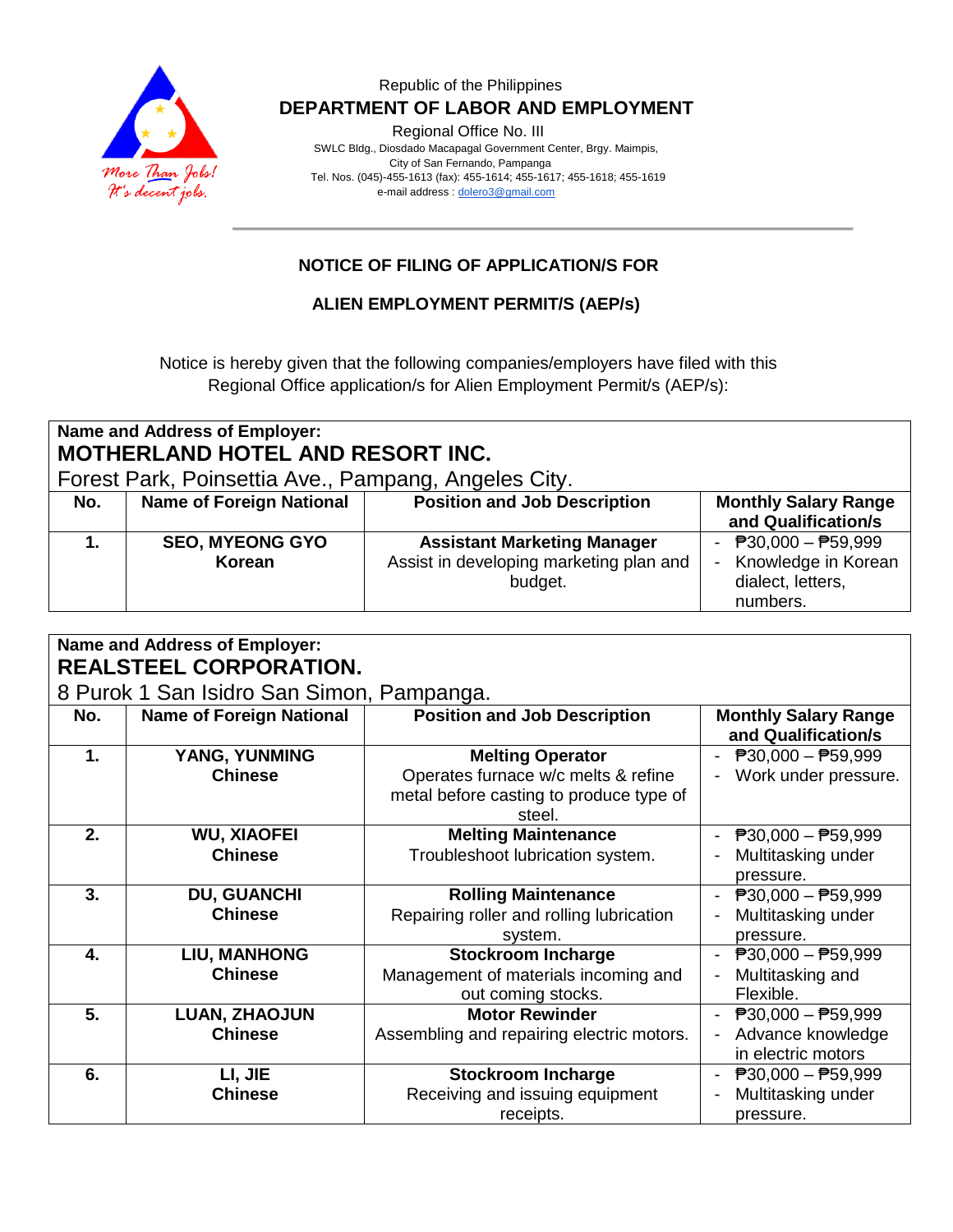Republic of the Philippines

**DEPARTMENT OF LABOR AND EMPLOYMENT**

Regional Office No. III

SWLC Bldg., Diosdado Macapagal Government Center, Brgy. Maimpis,
City of San Fernando, Pampanga
Tel. Nos. (045)-455-1613 (fax): 455-1614; 455-1617; 455-1618; 455-1619
e-mail address : dolero3@gmail.com

More Than Jobs!
It's decent jobs.

---

**NOTICE OF FILING OF APPLICATION/S FOR**

**ALIEN EMPLOYMENT PERMIT/S (AEP/s)**

Notice is hereby given that the following companies/employers have filed with this Regional Office application/s for Alien Employment Permit/s (AEP/s):

**Name and Address of Employer:**
**MOTHERLAND HOTEL AND RESORT INC.**
Forest Park, Poinsettia Ave., Pampang, Angeles City.

| No. | Name of Foreign National | Position and Job Description | Monthly Salary Range and Qualification/s |
|---|---|---|---|
| **1.** | **SEO, MYEONG GYO** **Korean** | **Assistant Marketing Manager** Assist in developing marketing plan and budget. | - ₱30,000 – ₱59,999 - Knowledge in Korean dialect, letters, numbers. |

**Name and Address of Employer:**
**REALSTEEL CORPORATION.**
8 Purok 1 San Isidro San Simon, Pampanga.

| No. | Name of Foreign National | Position and Job Description | Monthly Salary Range and Qualification/s |
|---|---|---|---|
| **1.** | **YANG, YUNMING** **Chinese** | **Melting Operator** Operates furnace w/c melts & refine metal before casting to produce type of steel. | - ₱30,000 – ₱59,999 - Work under pressure. |
| **2.** | **WU, XIAOFEI** **Chinese** | **Melting Maintenance** Troubleshoot lubrication system. | - ₱30,000 – ₱59,999 - Multitasking under pressure. |
| **3.** | **DU, GUANCHI** **Chinese** | **Rolling Maintenance** Repairing roller and rolling lubrication system. | - ₱30,000 – ₱59,999 - Multitasking under pressure. |
| **4.** | **LIU, MANHONG** **Chinese** | **Stockroom Incharge** Management of materials incoming and out coming stocks. | - ₱30,000 – ₱59,999 - Multitasking and Flexible. |
| **5.** | **LUAN, ZHAOJUN** **Chinese** | **Motor Rewinder** Assembling and repairing electric motors. | - ₱30,000 – ₱59,999 - Advance knowledge in electric motors |
| **6.** | **LI, JIE** **Chinese** | **Stockroom Incharge** Receiving and issuing equipment receipts. | - ₱30,000 – ₱59,999 - Multitasking under pressure. |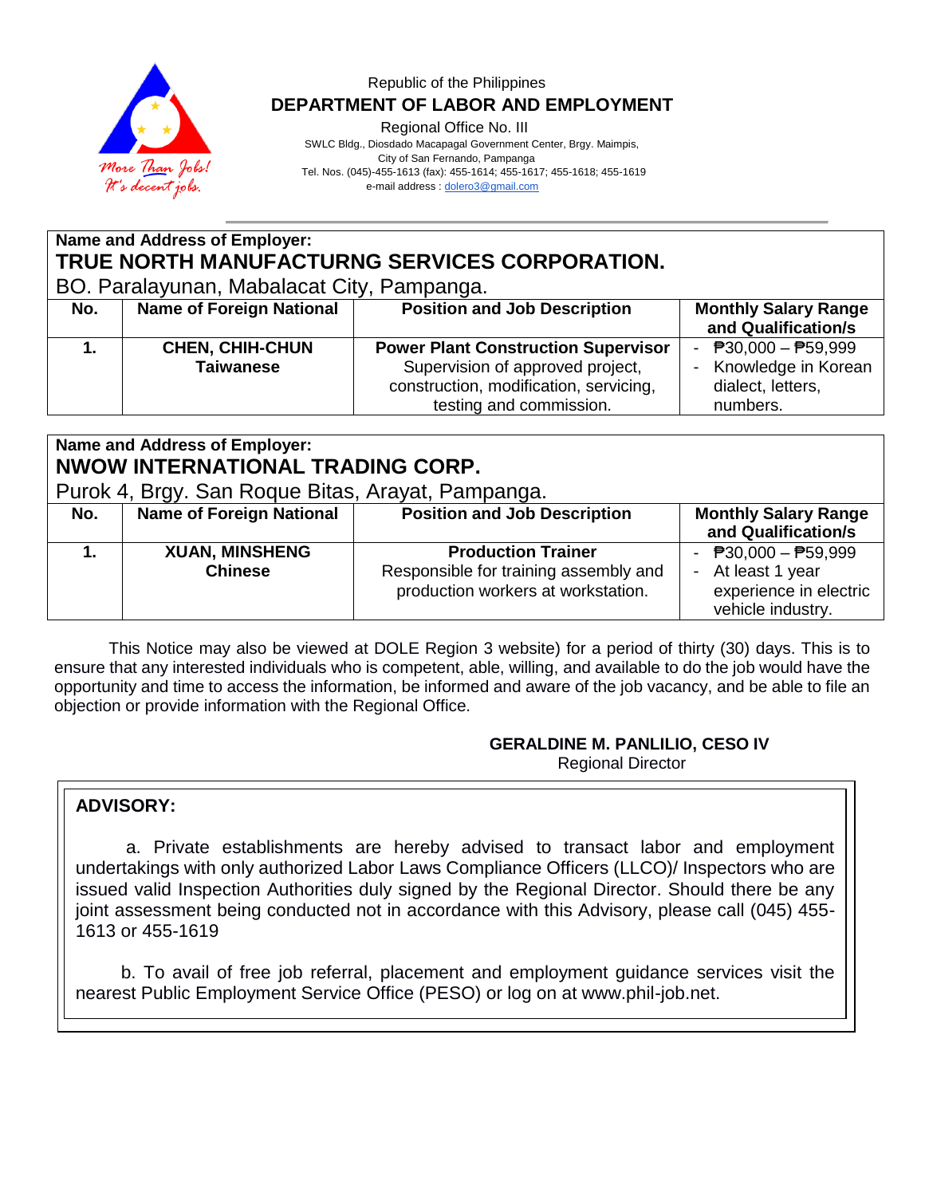Republic of the Philippines
**DEPARTMENT OF LABOR AND EMPLOYMENT**
Regional Office No. III
SWLC Bldg., Diosdado Macapagal Government Center, Brgy. Maimpis,
City of San Fernando, Pampanga
Tel. Nos. (045)-455-1613 (fax): 455-1614; 455-1617; 455-1618; 455-1619
e-mail address : dolero3@gmail.com

More Than Jobs! It's decent jobs.

**Name and Address of Employer:**
**TRUE NORTH MANUFACTURNG SERVICES CORPORATION.**
BO. Paralayunan, Mabalacat City, Pampanga.

| No. | Name of Foreign National | Position and Job Description | Monthly Salary Range and Qualification/s |
|---|---|---|---|
| **1.** | **CHEN, CHIH-CHUN Taiwanese** | **Power Plant Construction Supervisor** Supervision of approved project, construction, modification, servicing, testing and commission. | - ₱30,000 – ₱59,999<br>- Knowledge in Korean dialect, letters, numbers. |

**Name and Address of Employer:**
**NWOW INTERNATIONAL TRADING CORP.**
Purok 4, Brgy. San Roque Bitas, Arayat, Pampanga.

| No. | Name of Foreign National | Position and Job Description | Monthly Salary Range and Qualification/s |
|---|---|---|---|
| **1.** | **XUAN, MINSHENG Chinese** | **Production Trainer** Responsible for training assembly and production workers at workstation. | - ₱30,000 – ₱59,999<br>- At least 1 year experience in electric vehicle industry. |

This Notice may also be viewed at DOLE Region 3 website) for a period of thirty (30) days. This is to ensure that any interested individuals who is competent, able, willing, and available to do the job would have the opportunity and time to access the information, be informed and aware of the job vacancy, and be able to file an objection or provide information with the Regional Office.

**GERALDINE M. PANLILIO, CESO IV**
Regional Director

**ADVISORY:**

a. Private establishments are hereby advised to transact labor and employment undertakings with only authorized Labor Laws Compliance Officers (LLCO)/ Inspectors who are issued valid Inspection Authorities duly signed by the Regional Director. Should there be any joint assessment being conducted not in accordance with this Advisory, please call (045) 455-1613 or 455-1619

b. To avail of free job referral, placement and employment guidance services visit the nearest Public Employment Service Office (PESO) or log on at www.phil-job.net.